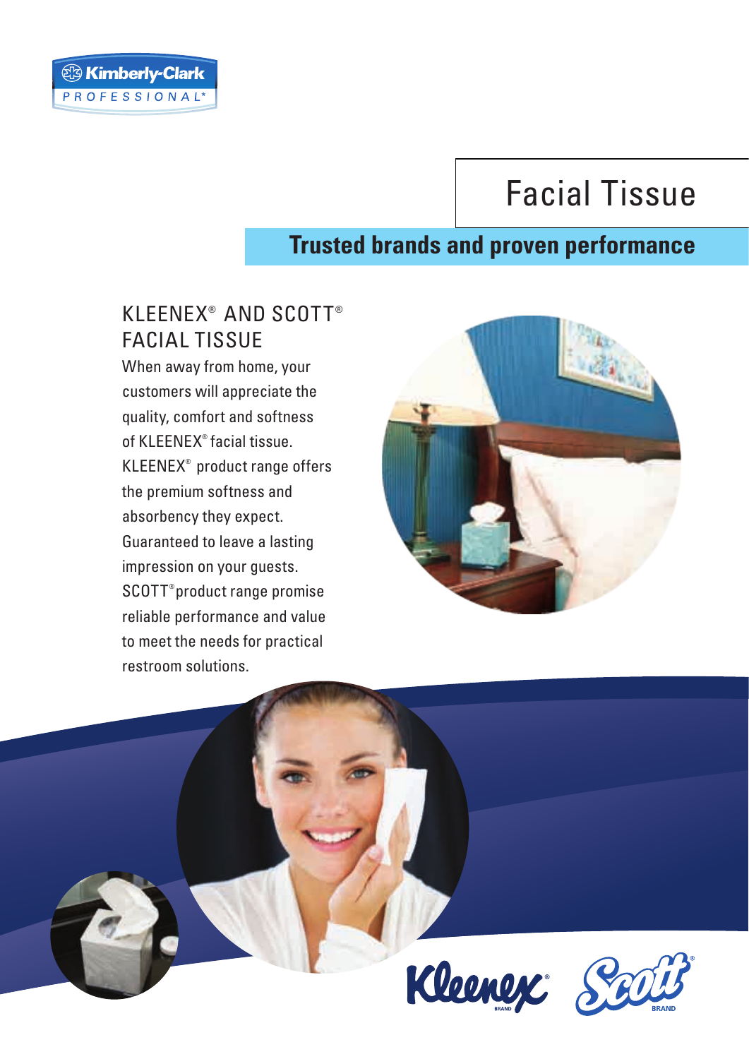Kimberly-Clark PROFESSIONAL*

# Facial Tissue

## Trusted brands and proven performance

### KLEENEX® AND SCOTT® FACIAL TISSUE

When away from home, your customers will appreciate the quality, comfort and softness of KLEENEX® facial tissue. KLEENEX® product range offers the premium softness and absorbency they expect. Guaranteed to leave a lasting impression on your guests. SCOTT® product range promise reliable performance and value to meet the needs for practical restroom solutions.

Kleenex® BRAND Scott® BRAND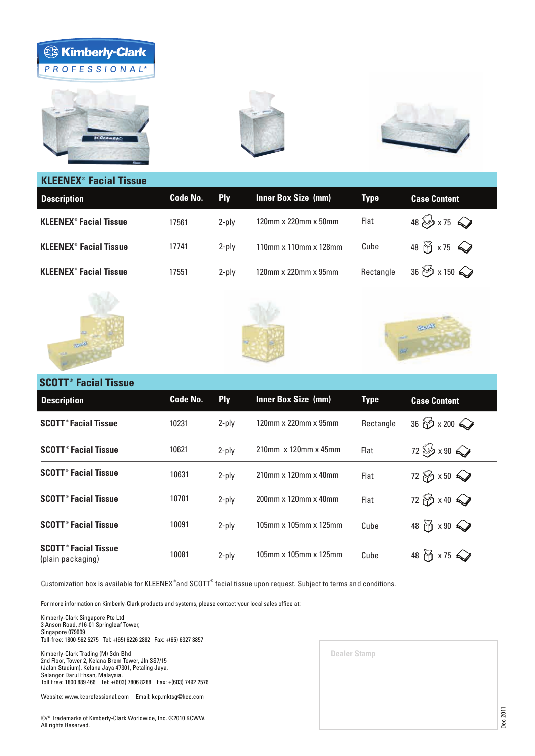Kimberly-Clark PROFESSIONAL*

## KLEENEX® Facial Tissue

| Description | Code No. | Ply | Inner Box Size (mm) | Type | Case Content |
|---|---|---|---|---|---|
| **KLEENEX® Facial Tissue** | 17561 | 2-ply | 120mm x 220mm x 50mm | Flat | 48 x 75 |
| **KLEENEX® Facial Tissue** | 17741 | 2-ply | 110mm x 110mm x 128mm | Cube | 48 x 75 |
| **KLEENEX® Facial Tissue** | 17551 | 2-ply | 120mm x 220mm x 95mm | Rectangle | 36 x 150 |

## SCOTT® Facial Tissue

| Description | Code No. | Ply | Inner Box Size (mm) | Type | Case Content |
|---|---|---|---|---|---|
| **SCOTT® Facial Tissue** | 10231 | 2-ply | 120mm x 220mm x 95mm | Rectangle | 36 x 200 |
| **SCOTT® Facial Tissue** | 10621 | 2-ply | 210mm x 120mm x 45mm | Flat | 72 x 90 |
| **SCOTT® Facial Tissue** | 10631 | 2-ply | 210mm x 120mm x 40mm | Flat | 72 x 50 |
| **SCOTT® Facial Tissue** | 10701 | 2-ply | 200mm x 120mm x 40mm | Flat | 72 x 40 |
| **SCOTT® Facial Tissue** | 10091 | 2-ply | 105mm x 105mm x 125mm | Cube | 48 x 90 |
| **SCOTT® Facial Tissue** (plain packaging) | 10081 | 2-ply | 105mm x 105mm x 125mm | Cube | 48 x 75 |

Customization box is available for KLEENEX® and SCOTT® facial tissue upon request. Subject to terms and conditions.

For more information on Kimberly-Clark products and systems, please contact your local sales office at:

Kimberly-Clark Singapore Pte Ltd
3 Anson Road, #16-01 Springleaf Tower,
Singapore 079909
Toll-free: 1800-562 5275 Tel: +(65) 6226 2882 Fax: +(65) 6327 3857

Kimberly-Clark Trading (M) Sdn Bhd
2nd Floor, Tower 2, Kelana Brem Tower, Jln SS7/15
(Jalan Stadium), Kelana Jaya 47301, Petaling Jaya,
Selangor Darul Ehsan, Malaysia.
Toll Free: 1800 889 466 Tel: +(603) 7806 8288 Fax: +(603) 7492 2576

Website: www.kcprofessional.com Email: kcp.mktsg@kcc.com

®/* Trademarks of Kimberly-Clark Worldwide, Inc. ©2010 KCWW.
All rights Reserved.

Dealer Stamp

Dec 2011